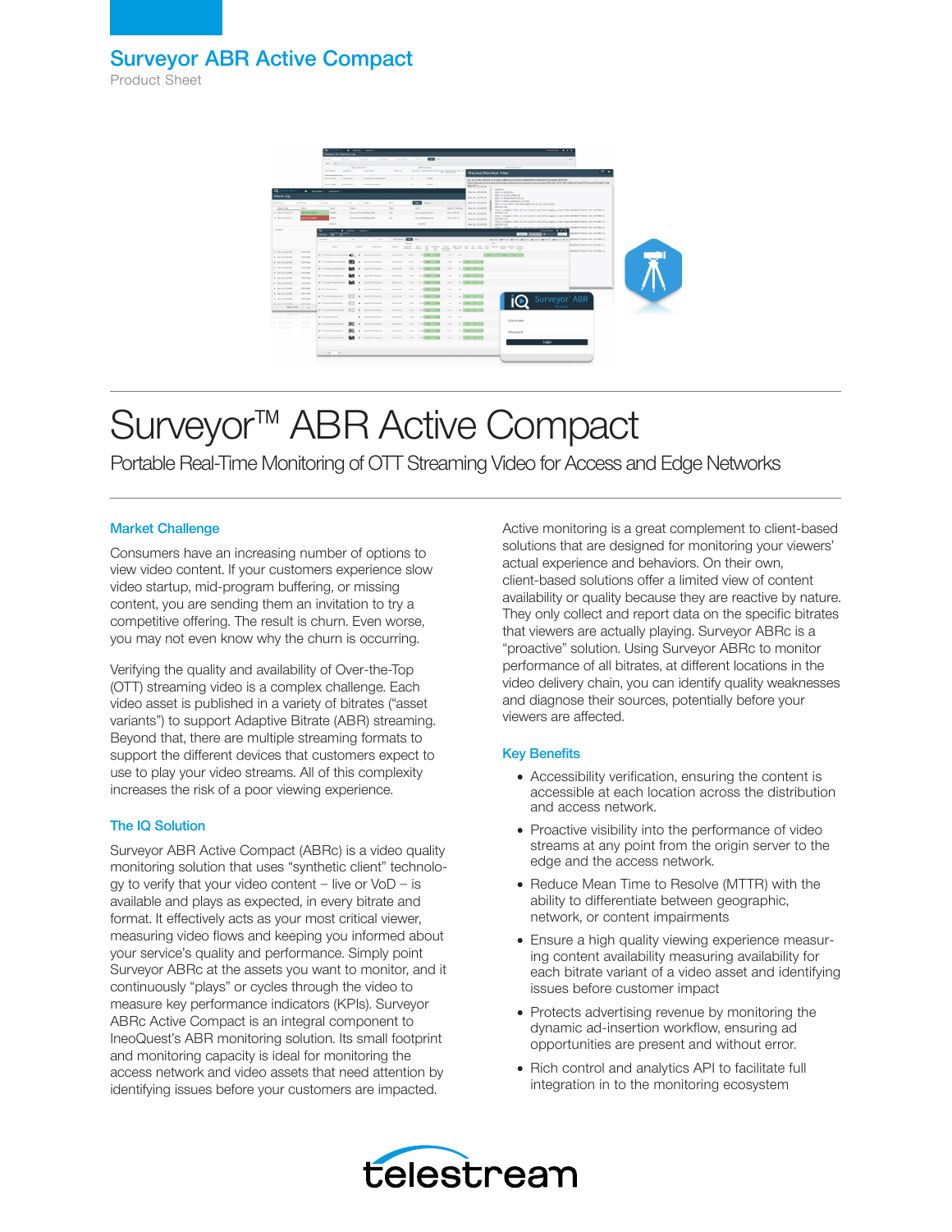# Surveyor ABR Active Compact

Product Sheet

# Surveyor™ ABR Active Compact

## Portable Real-Time Monitoring of OTT Streaming Video for Access and Edge Networks

### Market Challenge

Consumers have an increasing number of options to view video content. If your customers experience slow video startup, mid-program buffering, or missing content, you are sending them an invitation to try a competitive offering. The result is churn. Even worse, you may not even know why the churn is occurring.

Verifying the quality and availability of Over-the-Top (OTT) streaming video is a complex challenge. Each video asset is published in a variety of bitrates ("asset variants") to support Adaptive Bitrate (ABR) streaming. Beyond that, there are multiple streaming formats to support the different devices that customers expect to use to play your video streams. All of this complexity increases the risk of a poor viewing experience.

### The IQ Solution

Surveyor ABR Active Compact (ABRc) is a video quality monitoring solution that uses "synthetic client" technology to verify that your video content – live or VoD – is available and plays as expected, in every bitrate and format. It effectively acts as your most critical viewer, measuring video flows and keeping you informed about your service's quality and performance. Simply point Surveyor ABRc at the assets you want to monitor, and it continuously "plays" or cycles through the video to measure key performance indicators (KPIs). Surveyor ABRc Active Compact is an integral component to IneoQuest's ABR monitoring solution. Its small footprint and monitoring capacity is ideal for monitoring the access network and video assets that need attention by identifying issues before your customers are impacted.

Active monitoring is a great complement to client-based solutions that are designed for monitoring your viewers' actual experience and behaviors. On their own, client-based solutions offer a limited view of content availability or quality because they are reactive by nature. They only collect and report data on the specific bitrates that viewers are actually playing. Surveyor ABRc is a "proactive" solution. Using Surveyor ABRc to monitor performance of all bitrates, at different locations in the video delivery chain, you can identify quality weaknesses and diagnose their sources, potentially before your viewers are affected.

### Key Benefits

- Accessibility verification, ensuring the content is accessible at each location across the distribution and access network.
- Proactive visibility into the performance of video streams at any point from the origin server to the edge and the access network.
- Reduce Mean Time to Resolve (MTTR) with the ability to differentiate between geographic, network, or content impairments
- Ensure a high quality viewing experience measuring content availability measuring availability for each bitrate variant of a video asset and identifying issues before customer impact
- Protects advertising revenue by monitoring the dynamic ad-insertion workflow, ensuring ad opportunities are present and without error.
- Rich control and analytics API to facilitate full integration in to the monitoring ecosystem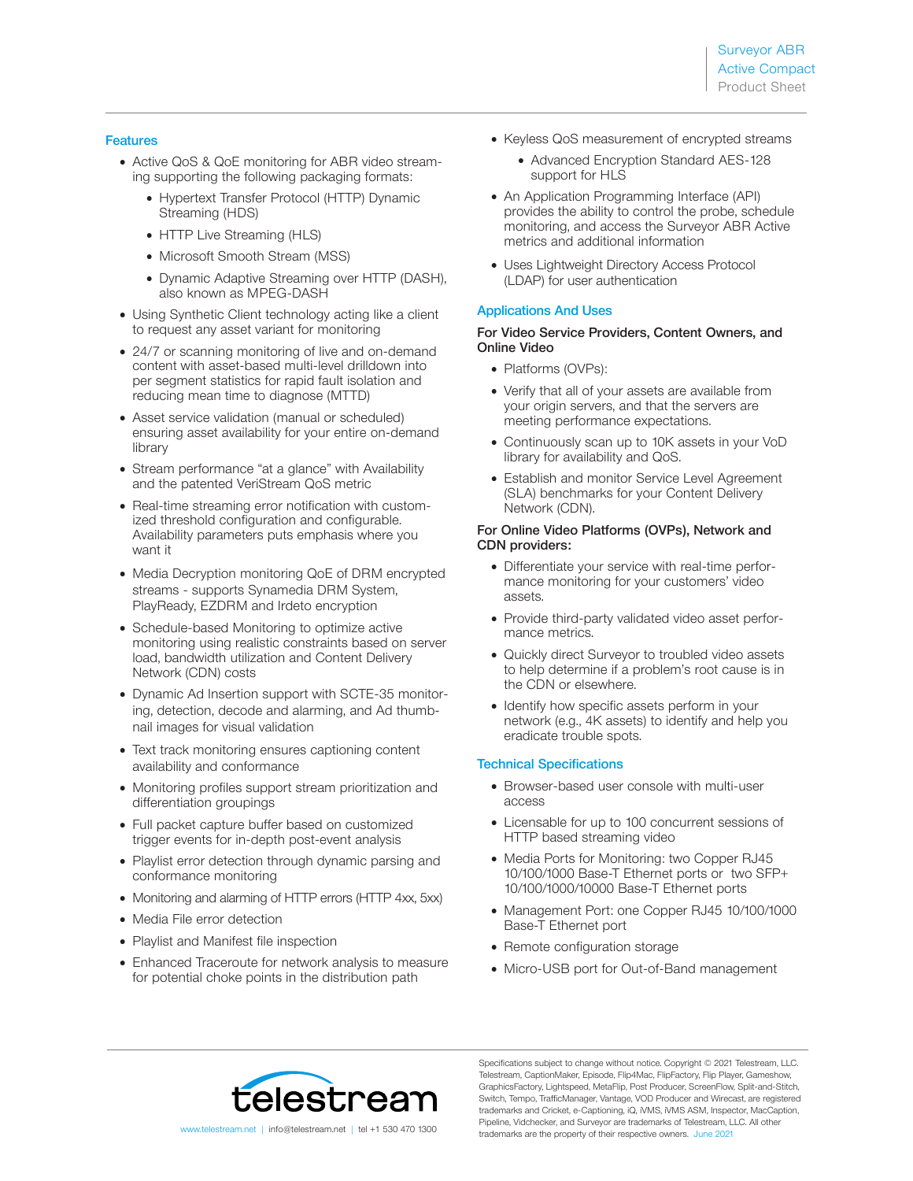## Features

- Active QoS & QoE monitoring for ABR video streaming supporting the following packaging formats:
  - Hypertext Transfer Protocol (HTTP) Dynamic Streaming (HDS)
  - HTTP Live Streaming (HLS)
  - Microsoft Smooth Stream (MSS)
  - Dynamic Adaptive Streaming over HTTP (DASH), also known as MPEG-DASH
- Using Synthetic Client technology acting like a client to request any asset variant for monitoring
- 24/7 or scanning monitoring of live and on-demand content with asset-based multi-level drilldown into per segment statistics for rapid fault isolation and reducing mean time to diagnose (MTTD)
- Asset service validation (manual or scheduled) ensuring asset availability for your entire on-demand library
- Stream performance "at a glance" with Availability and the patented VeriStream QoS metric
- Real-time streaming error notification with customized threshold configuration and configurable. Availability parameters puts emphasis where you want it
- Media Decryption monitoring QoE of DRM encrypted streams - supports Synamedia DRM System, PlayReady, EZDRM and Irdeto encryption
- Schedule-based Monitoring to optimize active monitoring using realistic constraints based on server load, bandwidth utilization and Content Delivery Network (CDN) costs
- Dynamic Ad Insertion support with SCTE-35 monitoring, detection, decode and alarming, and Ad thumbnail images for visual validation
- Text track monitoring ensures captioning content availability and conformance
- Monitoring profiles support stream prioritization and differentiation groupings
- Full packet capture buffer based on customized trigger events for in-depth post-event analysis
- Playlist error detection through dynamic parsing and conformance monitoring
- Monitoring and alarming of HTTP errors (HTTP 4xx, 5xx)
- Media File error detection
- Playlist and Manifest file inspection
- Enhanced Traceroute for network analysis to measure for potential choke points in the distribution path
- Keyless QoS measurement of encrypted streams
  - Advanced Encryption Standard AES-128 support for HLS
- An Application Programming Interface (API) provides the ability to control the probe, schedule monitoring, and access the Surveyor ABR Active metrics and additional information
- Uses Lightweight Directory Access Protocol (LDAP) for user authentication

## Applications And Uses

**For Video Service Providers, Content Owners, and Online Video**

- Platforms (OVPs):
- Verify that all of your assets are available from your origin servers, and that the servers are meeting performance expectations.
- Continuously scan up to 10K assets in your VoD library for availability and QoS.
- Establish and monitor Service Level Agreement (SLA) benchmarks for your Content Delivery Network (CDN).

**For Online Video Platforms (OVPs), Network and CDN providers:**

- Differentiate your service with real-time performance monitoring for your customers' video assets.
- Provide third-party validated video asset performance metrics.
- Quickly direct Surveyor to troubled video assets to help determine if a problem's root cause is in the CDN or elsewhere.
- Identify how specific assets perform in your network (e.g., 4K assets) to identify and help you eradicate trouble spots.

## Technical Specifications

- Browser-based user console with multi-user access
- Licensable for up to 100 concurrent sessions of HTTP based streaming video
- Media Ports for Monitoring: two Copper RJ45 10/100/1000 Base-T Ethernet ports or two SFP+ 10/100/1000/10000 Base-T Ethernet ports
- Management Port: one Copper RJ45 10/100/1000 Base-T Ethernet port
- Remote configuration storage
- Micro-USB port for Out-of-Band management

www.telestream.net | info@telestream.net | tel +1 530 470 1300

Specifications subject to change without notice. Copyright © 2021 Telestream, LLC. Telestream, CaptionMaker, Episode, Flip4Mac, FlipFactory, Flip Player, Gameshow, GraphicsFactory, Lightspeed, MetaFlip, Post Producer, ScreenFlow, Split-and-Stitch, Switch, Tempo, TrafficManager, Vantage, VOD Producer and Wirecast, are registered trademarks and Cricket, e-Captioning, iQ, iVMS, iVMS ASM, Inspector, MacCaption, Pipeline, Vidchecker, and Surveyor are trademarks of Telestream, LLC. All other trademarks are the property of their respective owners. June 2021